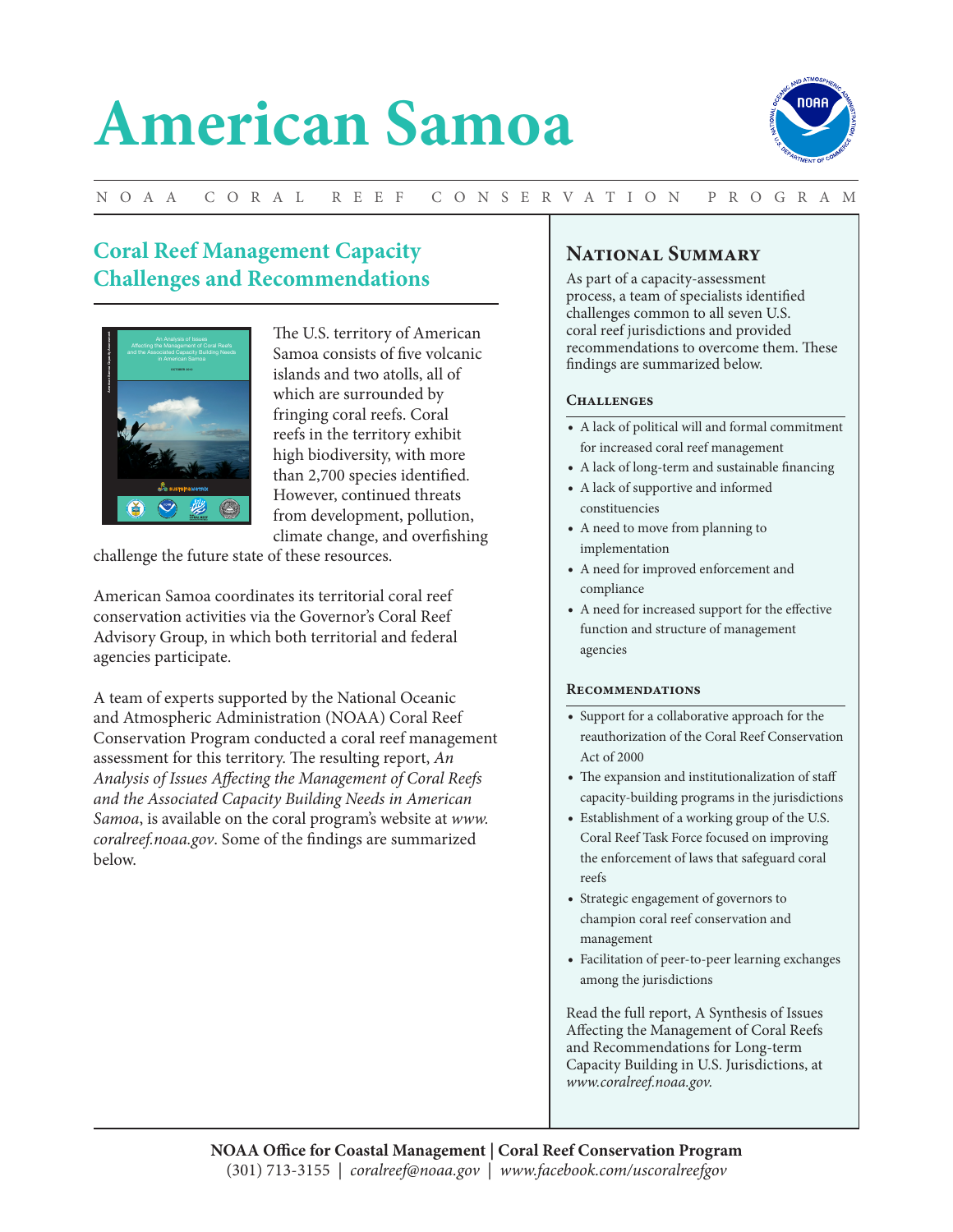# American Samoa

NOAA CORAL REEF CONSERVATION PROGRAM

## Coral Reef Management Capacity Challenges and Recommendations

The U.S. territory of American Samoa consists of five volcanic islands and two atolls, all of which are surrounded by fringing coral reefs. Coral reefs in the territory exhibit high biodiversity, with more than 2,700 species identified. However, continued threats from development, pollution, climate change, and overfishing challenge the future state of these resources.

American Samoa coordinates its territorial coral reef conservation activities via the Governor's Coral Reef Advisory Group, in which both territorial and federal agencies participate.

A team of experts supported by the National Oceanic and Atmospheric Administration (NOAA) Coral Reef Conservation Program conducted a coral reef management assessment for this territory. The resulting report, *An Analysis of Issues Affecting the Management of Coral Reefs and the Associated Capacity Building Needs in American Samoa*, is available on the coral program's website at *www.coralreef.noaa.gov*. Some of the findings are summarized below.

## National Summary

As part of a capacity-assessment process, a team of specialists identified challenges common to all seven U.S. coral reef jurisdictions and provided recommendations to overcome them. These findings are summarized below.

### Challenges

- A lack of political will and formal commitment for increased coral reef management
- A lack of long-term and sustainable financing
- A lack of supportive and informed constituencies
- A need to move from planning to implementation
- A need for improved enforcement and compliance
- A need for increased support for the effective function and structure of management agencies

### Recommendations

- Support for a collaborative approach for the reauthorization of the Coral Reef Conservation Act of 2000
- The expansion and institutionalization of staff capacity-building programs in the jurisdictions
- Establishment of a working group of the U.S. Coral Reef Task Force focused on improving the enforcement of laws that safeguard coral reefs
- Strategic engagement of governors to champion coral reef conservation and management
- Facilitation of peer-to-peer learning exchanges among the jurisdictions

Read the full report, A Synthesis of Issues Affecting the Management of Coral Reefs and Recommendations for Long-term Capacity Building in U.S. Jurisdictions, at *www.coralreef.noaa.gov.*

**NOAA Office for Coastal Management | Coral Reef Conservation Program**
(301) 713-3155 | *coralreef@noaa.gov* | *www.facebook.com/uscoralreefgov*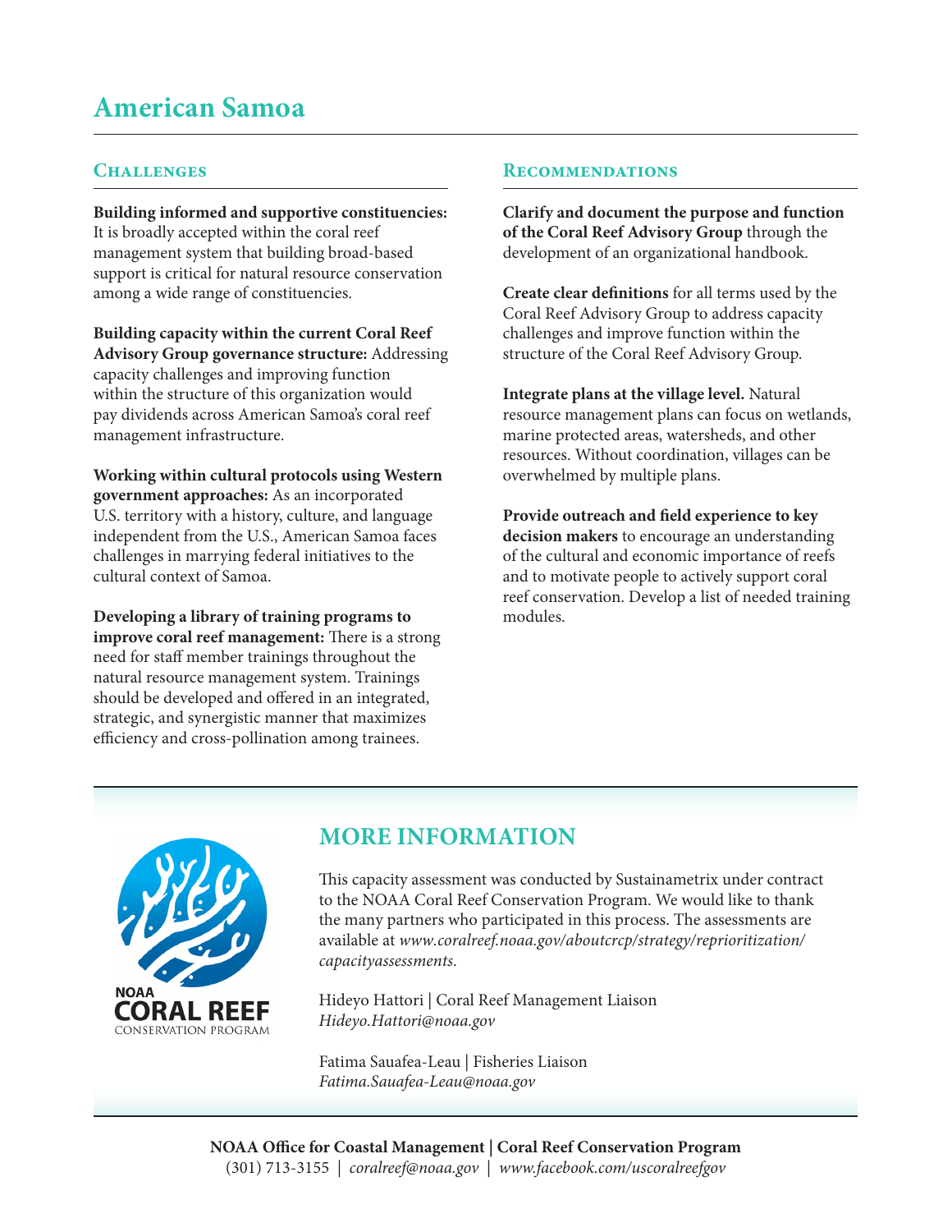# American Samoa

## Challenges

**Building informed and supportive constituencies:** It is broadly accepted within the coral reef management system that building broad-based support is critical for natural resource conservation among a wide range of constituencies.

**Building capacity within the current Coral Reef Advisory Group governance structure:** Addressing capacity challenges and improving function within the structure of this organization would pay dividends across American Samoa's coral reef management infrastructure.

**Working within cultural protocols using Western government approaches:** As an incorporated U.S. territory with a history, culture, and language independent from the U.S., American Samoa faces challenges in marrying federal initiatives to the cultural context of Samoa.

**Developing a library of training programs to improve coral reef management:** There is a strong need for staff member trainings throughout the natural resource management system. Trainings should be developed and offered in an integrated, strategic, and synergistic manner that maximizes efficiency and cross-pollination among trainees.

## Recommendations

**Clarify and document the purpose and function of the Coral Reef Advisory Group** through the development of an organizational handbook.

**Create clear definitions** for all terms used by the Coral Reef Advisory Group to address capacity challenges and improve function within the structure of the Coral Reef Advisory Group.

**Integrate plans at the village level.** Natural resource management plans can focus on wetlands, marine protected areas, watersheds, and other resources. Without coordination, villages can be overwhelmed by multiple plans.

**Provide outreach and field experience to key decision makers** to encourage an understanding of the cultural and economic importance of reefs and to motivate people to actively support coral reef conservation. Develop a list of needed training modules.

## MORE INFORMATION

NOAA CORAL REEF CONSERVATION PROGRAM

This capacity assessment was conducted by Sustainametrix under contract to the NOAA Coral Reef Conservation Program. We would like to thank the many partners who participated in this process. The assessments are available at *www.coralreef.noaa.gov/aboutcrcp/strategy/reprioritization/capacityassessments*.

Hideyo Hattori | Coral Reef Management Liaison
*Hideyo.Hattori@noaa.gov*

Fatima Sauafea-Leau | Fisheries Liaison
*Fatima.Sauafea-Leau@noaa.gov*

**NOAA Office for Coastal Management | Coral Reef Conservation Program**
(301) 713-3155 | *coralreef@noaa.gov* | *www.facebook.com/uscoralreefgov*